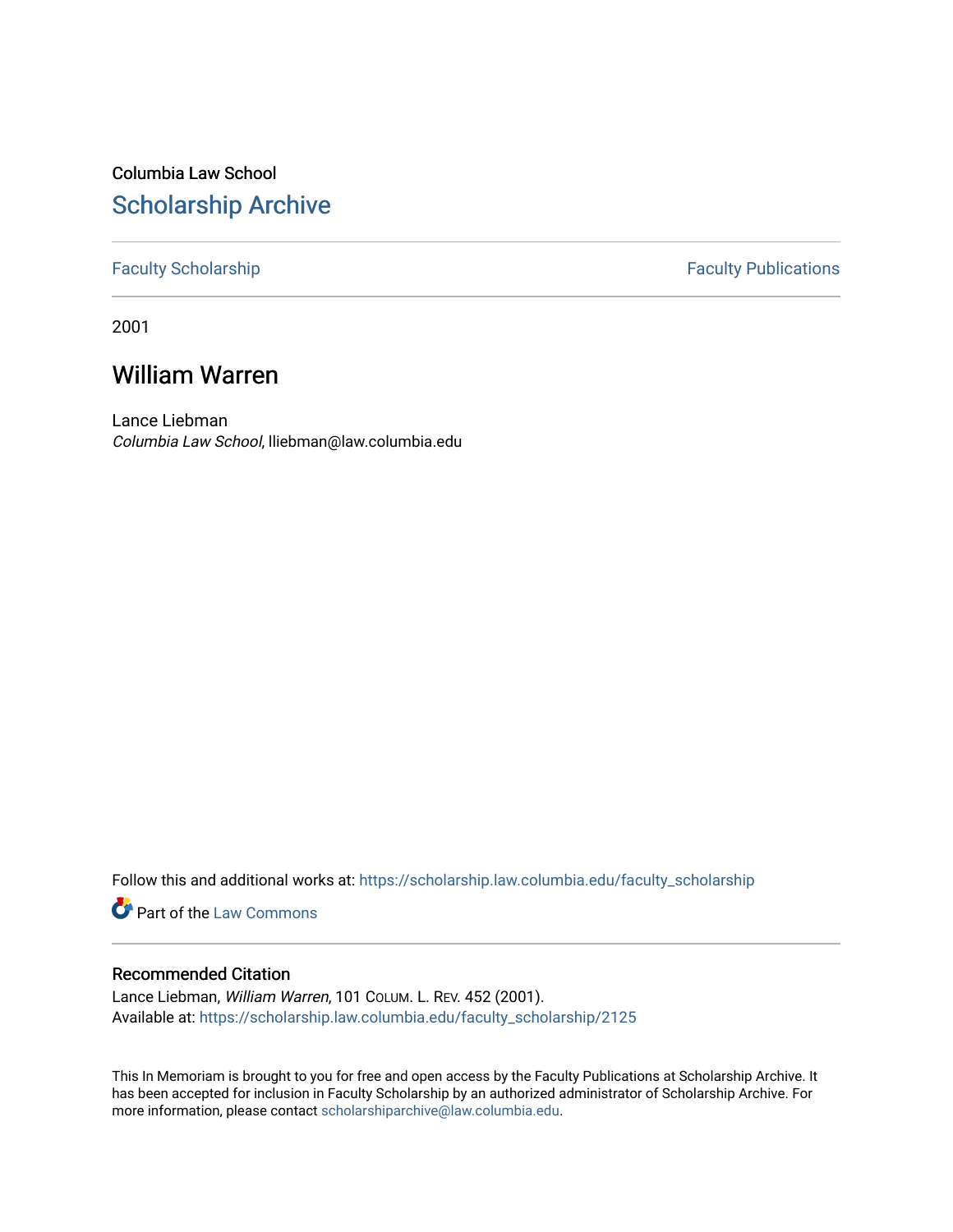Columbia Law School

# Scholarship Archive

Faculty Scholarship | Faculty Publications

2001

## William Warren

Lance Liebman
*Columbia Law School*, lliebman@law.columbia.edu

Follow this and additional works at: https://scholarship.law.columbia.edu/faculty_scholarship

Part of the Law Commons

### Recommended Citation

Lance Liebman, *William Warren*, 101 COLUM. L. REV. 452 (2001).
Available at: https://scholarship.law.columbia.edu/faculty_scholarship/2125

This In Memoriam is brought to you for free and open access by the Faculty Publications at Scholarship Archive. It has been accepted for inclusion in Faculty Scholarship by an authorized administrator of Scholarship Archive. For more information, please contact scholarshiparchive@law.columbia.edu.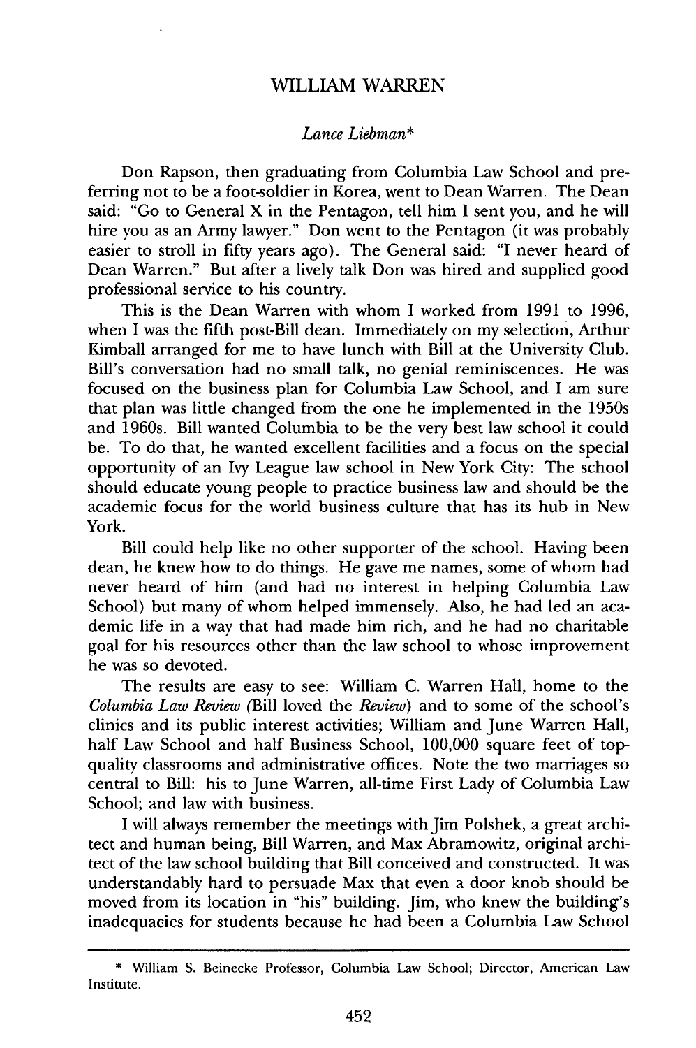## WILLIAM WARREN

*Lance Liebman**

Don Rapson, then graduating from Columbia Law School and preferring not to be a foot-soldier in Korea, went to Dean Warren. The Dean said: "Go to General X in the Pentagon, tell him I sent you, and he will hire you as an Army lawyer." Don went to the Pentagon (it was probably easier to stroll in fifty years ago). The General said: "I never heard of Dean Warren." But after a lively talk Don was hired and supplied good professional service to his country.

This is the Dean Warren with whom I worked from 1991 to 1996, when I was the fifth post-Bill dean. Immediately on my selection, Arthur Kimball arranged for me to have lunch with Bill at the University Club. Bill's conversation had no small talk, no genial reminiscences. He was focused on the business plan for Columbia Law School, and I am sure that plan was little changed from the one he implemented in the 1950s and 1960s. Bill wanted Columbia to be the very best law school it could be. To do that, he wanted excellent facilities and a focus on the special opportunity of an Ivy League law school in New York City: The school should educate young people to practice business law and should be the academic focus for the world business culture that has its hub in New York.

Bill could help like no other supporter of the school. Having been dean, he knew how to do things. He gave me names, some of whom had never heard of him (and had no interest in helping Columbia Law School) but many of whom helped immensely. Also, he had led an academic life in a way that had made him rich, and he had no charitable goal for his resources other than the law school to whose improvement he was so devoted.

The results are easy to see: William C. Warren Hall, home to the *Columbia Law Review* (Bill loved the *Review*) and to some of the school's clinics and its public interest activities; William and June Warren Hall, half Law School and half Business School, 100,000 square feet of top-quality classrooms and administrative offices. Note the two marriages so central to Bill: his to June Warren, all-time First Lady of Columbia Law School; and law with business.

I will always remember the meetings with Jim Polshek, a great architect and human being, Bill Warren, and Max Abramowitz, original architect of the law school building that Bill conceived and constructed. It was understandably hard to persuade Max that even a door knob should be moved from its location in "his" building. Jim, who knew the building's inadequacies for students because he had been a Columbia Law School

---

* William S. Beinecke Professor, Columbia Law School; Director, American Law Institute.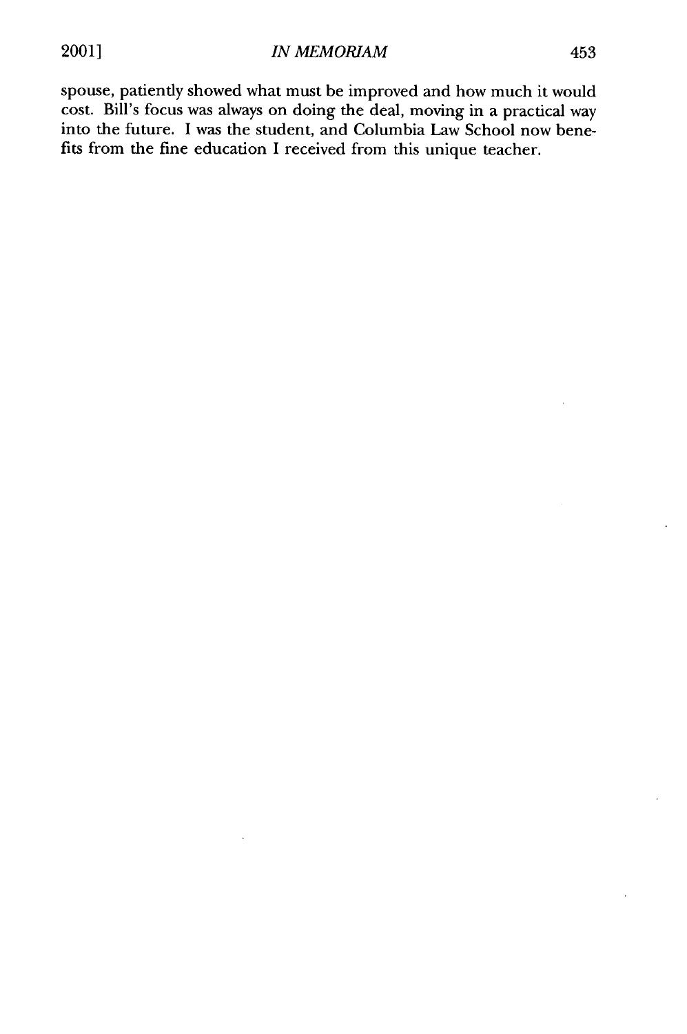spouse, patiently showed what must be improved and how much it would cost. Bill's focus was always on doing the deal, moving in a practical way into the future. I was the student, and Columbia Law School now benefits from the fine education I received from this unique teacher.